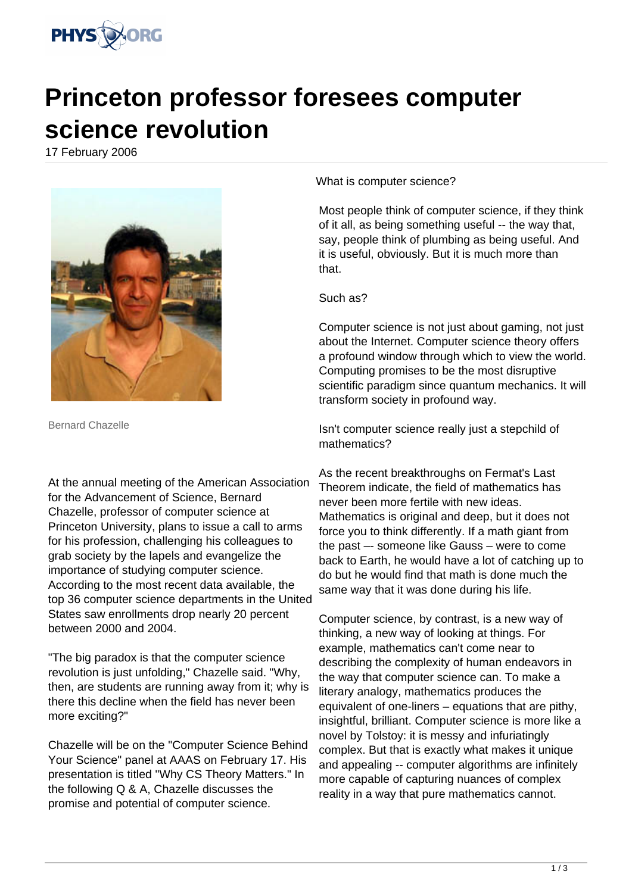# Princeton professor foresees computer science revolution

17 February 2006

Bernard Chazelle

At the annual meeting of the American Association for the Advancement of Science, Bernard Chazelle, professor of computer science at Princeton University, plans to issue a call to arms for his profession, challenging his colleagues to grab society by the lapels and evangelize the importance of studying computer science. According to the most recent data available, the top 36 computer science departments in the United States saw enrollments drop nearly 20 percent between 2000 and 2004.

"The big paradox is that the computer science revolution is just unfolding," Chazelle said. "Why, then, are students are running away from it; why is there this decline when the field has never been more exciting?"

Chazelle will be on the "Computer Science Behind Your Science" panel at AAAS on February 17. His presentation is titled "Why CS Theory Matters." In the following Q & A, Chazelle discusses the promise and potential of computer science.

What is computer science?

Most people think of computer science, if they think of it all, as being something useful -- the way that, say, people think of plumbing as being useful. And it is useful, obviously. But it is much more than that.

Such as?

Computer science is not just about gaming, not just about the Internet. Computer science theory offers a profound window through which to view the world. Computing promises to be the most disruptive scientific paradigm since quantum mechanics. It will transform society in profound way.

Isn't computer science really just a stepchild of mathematics?

As the recent breakthroughs on Fermat's Last Theorem indicate, the field of mathematics has never been more fertile with new ideas. Mathematics is original and deep, but it does not force you to think differently. If a math giant from the past –- someone like Gauss – were to come back to Earth, he would have a lot of catching up to do but he would find that math is done much the same way that it was done during his life.

Computer science, by contrast, is a new way of thinking, a new way of looking at things. For example, mathematics can't come near to describing the complexity of human endeavors in the way that computer science can. To make a literary analogy, mathematics produces the equivalent of one-liners – equations that are pithy, insightful, brilliant. Computer science is more like a novel by Tolstoy: it is messy and infuriatingly complex. But that is exactly what makes it unique and appealing -- computer algorithms are infinitely more capable of capturing nuances of complex reality in a way that pure mathematics cannot.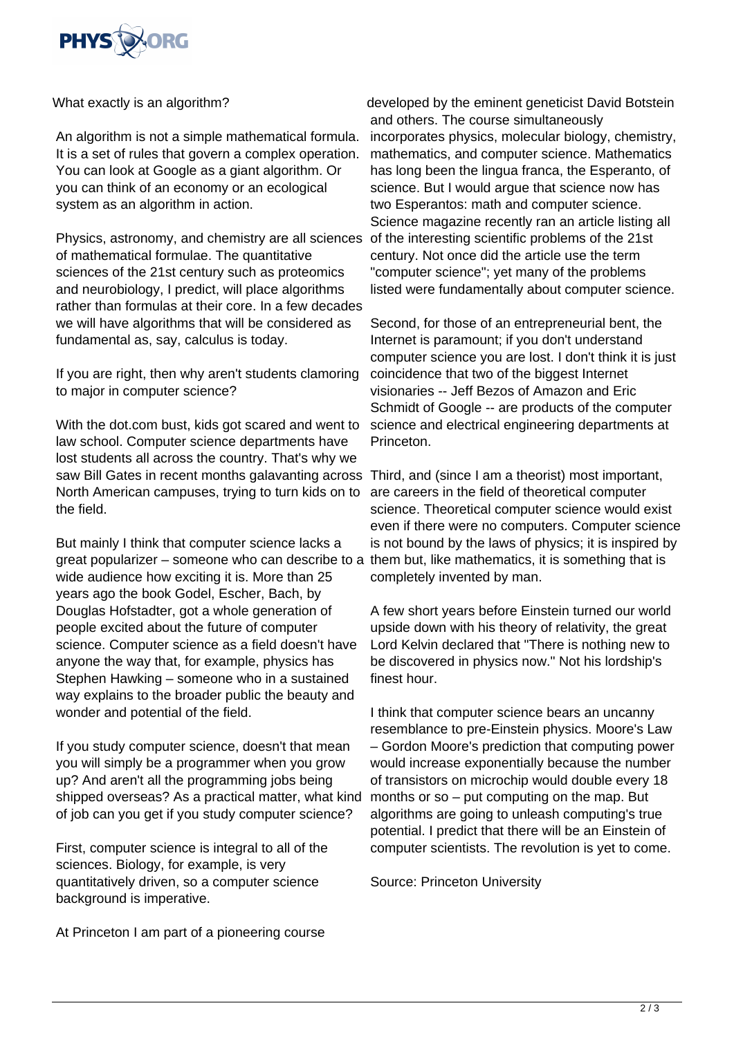What exactly is an algorithm?

An algorithm is not a simple mathematical formula. It is a set of rules that govern a complex operation. You can look at Google as a giant algorithm. Or you can think of an economy or an ecological system as an algorithm in action.

Physics, astronomy, and chemistry are all sciences of mathematical formulae. The quantitative sciences of the 21st century such as proteomics and neurobiology, I predict, will place algorithms rather than formulas at their core. In a few decades we will have algorithms that will be considered as fundamental as, say, calculus is today.

If you are right, then why aren't students clamoring to major in computer science?

With the dot.com bust, kids got scared and went to law school. Computer science departments have lost students all across the country. That's why we saw Bill Gates in recent months galavanting across North American campuses, trying to turn kids on to the field.

But mainly I think that computer science lacks a great popularizer – someone who can describe to a wide audience how exciting it is. More than 25 years ago the book Godel, Escher, Bach, by Douglas Hofstadter, got a whole generation of people excited about the future of computer science. Computer science as a field doesn't have anyone the way that, for example, physics has Stephen Hawking – someone who in a sustained way explains to the broader public the beauty and wonder and potential of the field.

If you study computer science, doesn't that mean you will simply be a programmer when you grow up? And aren't all the programming jobs being shipped overseas? As a practical matter, what kind of job can you get if you study computer science?

First, computer science is integral to all of the sciences. Biology, for example, is very quantitatively driven, so a computer science background is imperative.

At Princeton I am part of a pioneering course developed by the eminent geneticist David Botstein and others. The course simultaneously incorporates physics, molecular biology, chemistry, mathematics, and computer science. Mathematics has long been the lingua franca, the Esperanto, of science. But I would argue that science now has two Esperantos: math and computer science. Science magazine recently ran an article listing all of the interesting scientific problems of the 21st century. Not once did the article use the term "computer science"; yet many of the problems listed were fundamentally about computer science.

Second, for those of an entrepreneurial bent, the Internet is paramount; if you don't understand computer science you are lost. I don't think it is just coincidence that two of the biggest Internet visionaries -- Jeff Bezos of Amazon and Eric Schmidt of Google -- are products of the computer science and electrical engineering departments at Princeton.

Third, and (since I am a theorist) most important, are careers in the field of theoretical computer science. Theoretical computer science would exist even if there were no computers. Computer science is not bound by the laws of physics; it is inspired by them but, like mathematics, it is something that is completely invented by man.

A few short years before Einstein turned our world upside down with his theory of relativity, the great Lord Kelvin declared that "There is nothing new to be discovered in physics now." Not his lordship's finest hour.

I think that computer science bears an uncanny resemblance to pre-Einstein physics. Moore's Law – Gordon Moore's prediction that computing power would increase exponentially because the number of transistors on microchip would double every 18 months or so – put computing on the map. But algorithms are going to unleash computing's true potential. I predict that there will be an Einstein of computer scientists. The revolution is yet to come.

Source: Princeton University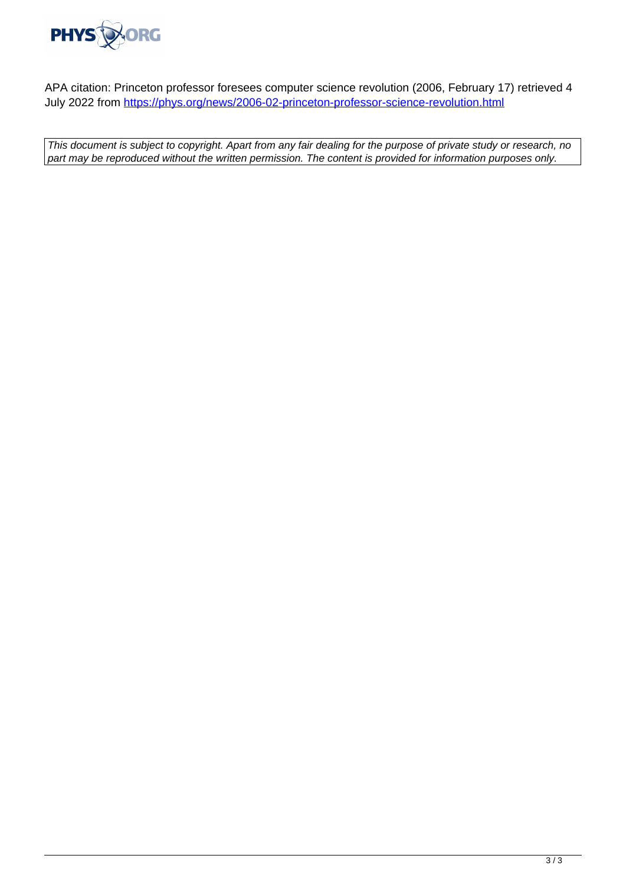APA citation: Princeton professor foresees computer science revolution (2006, February 17) retrieved 4 July 2022 from https://phys.org/news/2006-02-princeton-professor-science-revolution.html

*This document is subject to copyright. Apart from any fair dealing for the purpose of private study or research, no part may be reproduced without the written permission. The content is provided for information purposes only.*